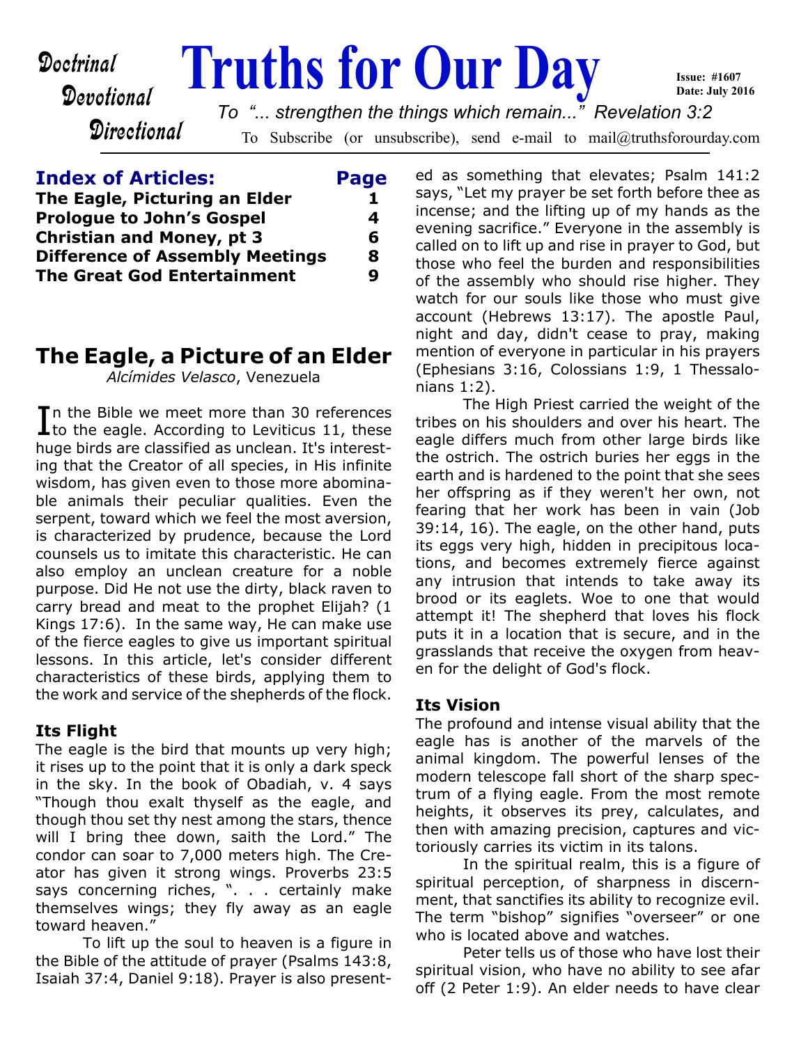Doctrinal
Devotional
Directional

# Truths for Our Day

Issue: #1607
Date: July 2016

*To "... strengthen the things which remain..." Revelation 3:2*

To Subscribe (or unsubscribe), send e-mail to mail@truthsforourday.com

## Index of Articles:

| Index of Articles: | Page |
|---|---|
| The Eagle, Picturing an Elder | 1 |
| Prologue to John's Gospel | 4 |
| Christian and Money, pt 3 | 6 |
| Difference of Assembly Meetings | 8 |
| The Great God Entertainment | 9 |

## The Eagle, a Picture of an Elder

*Alcímides Velasco*, Venezuela

In the Bible we meet more than 30 references to the eagle. According to Leviticus 11, these huge birds are classified as unclean. It's interesting that the Creator of all species, in His infinite wisdom, has given even to those more abominable animals their peculiar qualities. Even the serpent, toward which we feel the most aversion, is characterized by prudence, because the Lord counsels us to imitate this characteristic. He can also employ an unclean creature for a noble purpose. Did He not use the dirty, black raven to carry bread and meat to the prophet Elijah? (1 Kings 17:6). In the same way, He can make use of the fierce eagles to give us important spiritual lessons. In this article, let's consider different characteristics of these birds, applying them to the work and service of the shepherds of the flock.

### Its Flight

The eagle is the bird that mounts up very high; it rises up to the point that it is only a dark speck in the sky. In the book of Obadiah, v. 4 says "Though thou exalt thyself as the eagle, and though thou set thy nest among the stars, thence will I bring thee down, saith the Lord." The condor can soar to 7,000 meters high. The Creator has given it strong wings. Proverbs 23:5 says concerning riches, ". . . certainly make themselves wings; they fly away as an eagle toward heaven."

To lift up the soul to heaven is a figure in the Bible of the attitude of prayer (Psalms 143:8, Isaiah 37:4, Daniel 9:18). Prayer is also presented as something that elevates; Psalm 141:2 says, "Let my prayer be set forth before thee as incense; and the lifting up of my hands as the evening sacrifice." Everyone in the assembly is called on to lift up and rise in prayer to God, but those who feel the burden and responsibilities of the assembly who should rise higher. They watch for our souls like those who must give account (Hebrews 13:17). The apostle Paul, night and day, didn't cease to pray, making mention of everyone in particular in his prayers (Ephesians 3:16, Colossians 1:9, 1 Thessalonians 1:2).

The High Priest carried the weight of the tribes on his shoulders and over his heart. The eagle differs much from other large birds like the ostrich. The ostrich buries her eggs in the earth and is hardened to the point that she sees her offspring as if they weren't her own, not fearing that her work has been in vain (Job 39:14, 16). The eagle, on the other hand, puts its eggs very high, hidden in precipitous locations, and becomes extremely fierce against any intrusion that intends to take away its brood or its eaglets. Woe to one that would attempt it! The shepherd that loves his flock puts it in a location that is secure, and in the grasslands that receive the oxygen from heaven for the delight of God's flock.

### Its Vision

The profound and intense visual ability that the eagle has is another of the marvels of the animal kingdom. The powerful lenses of the modern telescope fall short of the sharp spectrum of a flying eagle. From the most remote heights, it observes its prey, calculates, and then with amazing precision, captures and victoriously carries its victim in its talons.

In the spiritual realm, this is a figure of spiritual perception, of sharpness in discernment, that sanctifies its ability to recognize evil. The term "bishop" signifies "overseer" or one who is located above and watches.

Peter tells us of those who have lost their spiritual vision, who have no ability to see afar off (2 Peter 1:9). An elder needs to have clear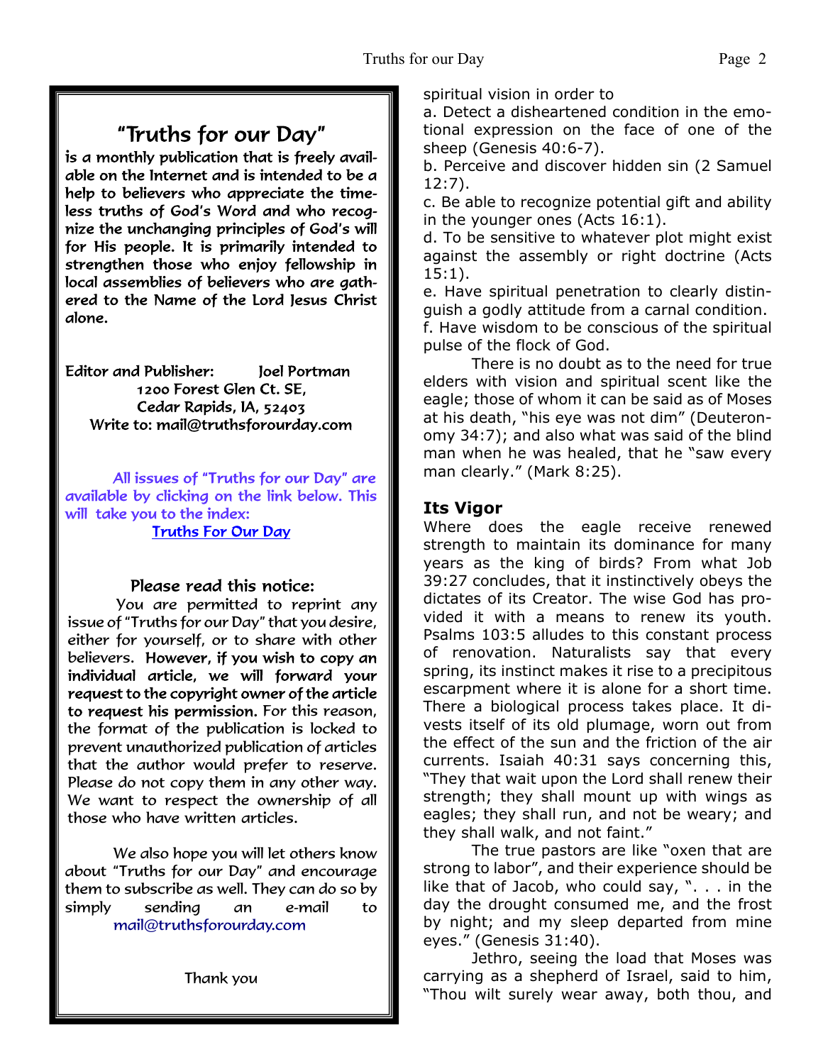## "Truths for our Day"

**is a monthly publication that is freely available on the Internet and is intended to be a help to believers who appreciate the timeless truths of God's Word and who recognize the unchanging principles of God's will for His people. It is primarily intended to strengthen those who enjoy fellowship in local assemblies of believers who are gathered to the Name of the Lord Jesus Christ alone.**

**Editor and Publisher: Joel Portman**
**1200 Forest Glen Ct. SE,**
**Cedar Rapids, IA, 52403**
**Write to: mail@truthsforourday.com**

All issues of "Truths for our Day" are available by clicking on the link below. This will take you to the index:
Truths For Our Day

**Please read this notice:**

You are permitted to reprint any issue of "Truths for our Day" that you desire, either for yourself, or to share with other believers. **However, if you wish to copy an individual article, we will forward your request to the copyright owner of the article to request his permission.** For this reason, the format of the publication is locked to prevent unauthorized publication of articles that the author would prefer to reserve. Please do not copy them in any other way. We want to respect the ownership of all those who have written articles.

We also hope you will let others know about "Truths for our Day" and encourage them to subscribe as well. They can do so by simply sending an e-mail to mail@truthsforourday.com

Thank you

spiritual vision in order to

a. Detect a disheartened condition in the emotional expression on the face of one of the sheep (Genesis 40:6-7).

b. Perceive and discover hidden sin (2 Samuel 12:7).

c. Be able to recognize potential gift and ability in the younger ones (Acts 16:1).

d. To be sensitive to whatever plot might exist against the assembly or right doctrine (Acts 15:1).

e. Have spiritual penetration to clearly distinguish a godly attitude from a carnal condition.

f. Have wisdom to be conscious of the spiritual pulse of the flock of God.

There is no doubt as to the need for true elders with vision and spiritual scent like the eagle; those of whom it can be said as of Moses at his death, "his eye was not dim" (Deuteronomy 34:7); and also what was said of the blind man when he was healed, that he "saw every man clearly." (Mark 8:25).

### Its Vigor

Where does the eagle receive renewed strength to maintain its dominance for many years as the king of birds? From what Job 39:27 concludes, that it instinctively obeys the dictates of its Creator. The wise God has provided it with a means to renew its youth. Psalms 103:5 alludes to this constant process of renovation. Naturalists say that every spring, its instinct makes it rise to a precipitous escarpment where it is alone for a short time. There a biological process takes place. It divests itself of its old plumage, worn out from the effect of the sun and the friction of the air currents. Isaiah 40:31 says concerning this, "They that wait upon the Lord shall renew their strength; they shall mount up with wings as eagles; they shall run, and not be weary; and they shall walk, and not faint."

The true pastors are like "oxen that are strong to labor", and their experience should be like that of Jacob, who could say, ". . . in the day the drought consumed me, and the frost by night; and my sleep departed from mine eyes." (Genesis 31:40).

Jethro, seeing the load that Moses was carrying as a shepherd of Israel, said to him, "Thou wilt surely wear away, both thou, and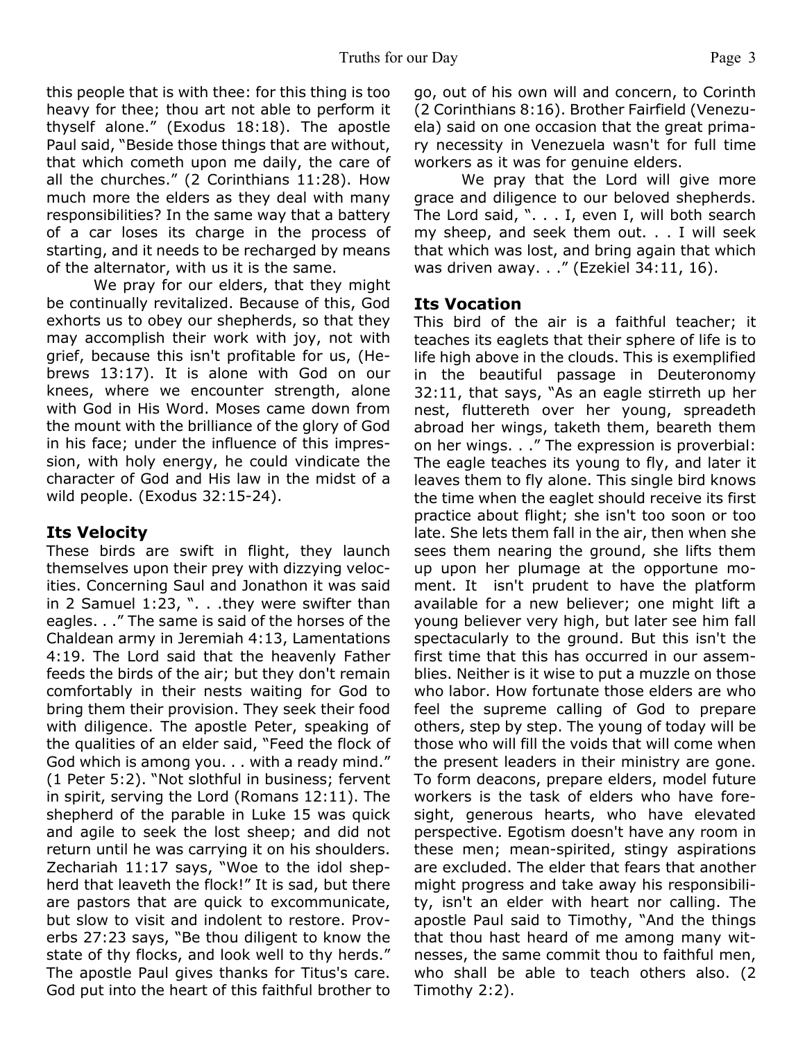this people that is with thee: for this thing is too heavy for thee; thou art not able to perform it thyself alone." (Exodus 18:18). The apostle Paul said, "Beside those things that are without, that which cometh upon me daily, the care of all the churches." (2 Corinthians 11:28). How much more the elders as they deal with many responsibilities? In the same way that a battery of a car loses its charge in the process of starting, and it needs to be recharged by means of the alternator, with us it is the same.

We pray for our elders, that they might be continually revitalized. Because of this, God exhorts us to obey our shepherds, so that they may accomplish their work with joy, not with grief, because this isn't profitable for us, (Hebrews 13:17). It is alone with God on our knees, where we encounter strength, alone with God in His Word. Moses came down from the mount with the brilliance of the glory of God in his face; under the influence of this impression, with holy energy, he could vindicate the character of God and His law in the midst of a wild people. (Exodus 32:15-24).

### Its Velocity

These birds are swift in flight, they launch themselves upon their prey with dizzying velocities. Concerning Saul and Jonathon it was said in 2 Samuel 1:23, ". . .they were swifter than eagles. . ." The same is said of the horses of the Chaldean army in Jeremiah 4:13, Lamentations 4:19. The Lord said that the heavenly Father feeds the birds of the air; but they don't remain comfortably in their nests waiting for God to bring them their provision. They seek their food with diligence. The apostle Peter, speaking of the qualities of an elder said, "Feed the flock of God which is among you. . . with a ready mind." (1 Peter 5:2). "Not slothful in business; fervent in spirit, serving the Lord (Romans 12:11). The shepherd of the parable in Luke 15 was quick and agile to seek the lost sheep; and did not return until he was carrying it on his shoulders. Zechariah 11:17 says, "Woe to the idol shepherd that leaveth the flock!" It is sad, but there are pastors that are quick to excommunicate, but slow to visit and indolent to restore. Proverbs 27:23 says, "Be thou diligent to know the state of thy flocks, and look well to thy herds." The apostle Paul gives thanks for Titus's care. God put into the heart of this faithful brother to go, out of his own will and concern, to Corinth (2 Corinthians 8:16). Brother Fairfield (Venezuela) said on one occasion that the great primary necessity in Venezuela wasn't for full time workers as it was for genuine elders.

We pray that the Lord will give more grace and diligence to our beloved shepherds. The Lord said, ". . . I, even I, will both search my sheep, and seek them out. . . I will seek that which was lost, and bring again that which was driven away. . ." (Ezekiel 34:11, 16).

### Its Vocation

This bird of the air is a faithful teacher; it teaches its eaglets that their sphere of life is to life high above in the clouds. This is exemplified in the beautiful passage in Deuteronomy 32:11, that says, "As an eagle stirreth up her nest, fluttereth over her young, spreadeth abroad her wings, taketh them, beareth them on her wings. . ." The expression is proverbial: The eagle teaches its young to fly, and later it leaves them to fly alone. This single bird knows the time when the eaglet should receive its first practice about flight; she isn't too soon or too late. She lets them fall in the air, then when she sees them nearing the ground, she lifts them up upon her plumage at the opportune moment. It isn't prudent to have the platform available for a new believer; one might lift a young believer very high, but later see him fall spectacularly to the ground. But this isn't the first time that this has occurred in our assemblies. Neither is it wise to put a muzzle on those who labor. How fortunate those elders are who feel the supreme calling of God to prepare others, step by step. The young of today will be those who will fill the voids that will come when the present leaders in their ministry are gone. To form deacons, prepare elders, model future workers is the task of elders who have foresight, generous hearts, who have elevated perspective. Egotism doesn't have any room in these men; mean-spirited, stingy aspirations are excluded. The elder that fears that another might progress and take away his responsibility, isn't an elder with heart nor calling. The apostle Paul said to Timothy, "And the things that thou hast heard of me among many witnesses, the same commit thou to faithful men, who shall be able to teach others also. (2 Timothy 2:2).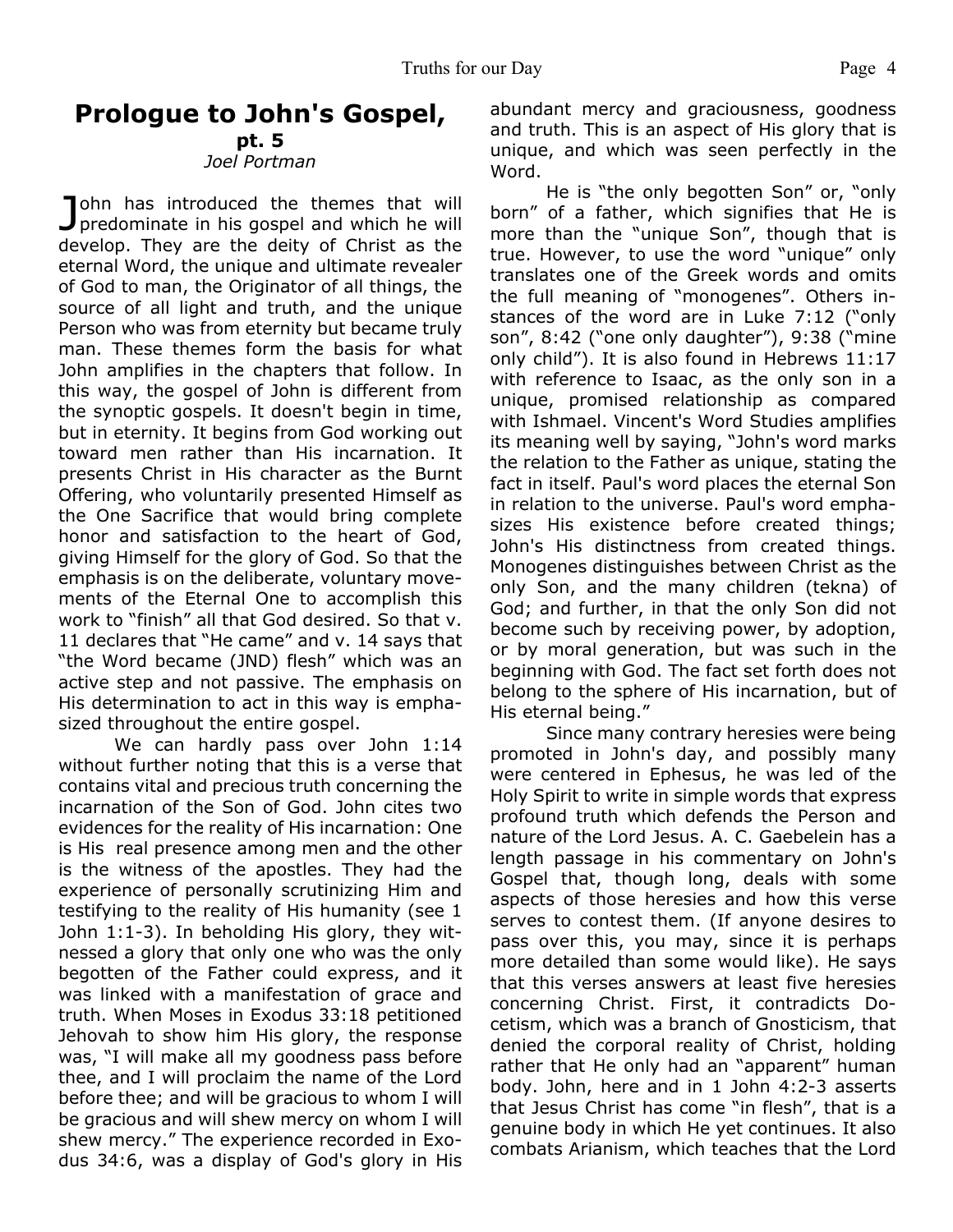# Prologue to John's Gospel, pt. 5

*Joel Portman*

John has introduced the themes that will predominate in his gospel and which he will develop. They are the deity of Christ as the eternal Word, the unique and ultimate revealer of God to man, the Originator of all things, the source of all light and truth, and the unique Person who was from eternity but became truly man. These themes form the basis for what John amplifies in the chapters that follow. In this way, the gospel of John is different from the synoptic gospels. It doesn't begin in time, but in eternity. It begins from God working out toward men rather than His incarnation. It presents Christ in His character as the Burnt Offering, who voluntarily presented Himself as the One Sacrifice that would bring complete honor and satisfaction to the heart of God, giving Himself for the glory of God. So that the emphasis is on the deliberate, voluntary movements of the Eternal One to accomplish this work to "finish" all that God desired. So that v. 11 declares that "He came" and v. 14 says that "the Word became (JND) flesh" which was an active step and not passive. The emphasis on His determination to act in this way is emphasized throughout the entire gospel.

We can hardly pass over John 1:14 without further noting that this is a verse that contains vital and precious truth concerning the incarnation of the Son of God. John cites two evidences for the reality of His incarnation: One is His real presence among men and the other is the witness of the apostles. They had the experience of personally scrutinizing Him and testifying to the reality of His humanity (see 1 John 1:1-3). In beholding His glory, they witnessed a glory that only one who was the only begotten of the Father could express, and it was linked with a manifestation of grace and truth. When Moses in Exodus 33:18 petitioned Jehovah to show him His glory, the response was, "I will make all my goodness pass before thee, and I will proclaim the name of the Lord before thee; and will be gracious to whom I will be gracious and will shew mercy on whom I will shew mercy." The experience recorded in Exodus 34:6, was a display of God's glory in His abundant mercy and graciousness, goodness and truth. This is an aspect of His glory that is unique, and which was seen perfectly in the Word.

He is "the only begotten Son" or, "only born" of a father, which signifies that He is more than the "unique Son", though that is true. However, to use the word "unique" only translates one of the Greek words and omits the full meaning of "monogenes". Others instances of the word are in Luke 7:12 ("only son", 8:42 ("one only daughter"), 9:38 ("mine only child"). It is also found in Hebrews 11:17 with reference to Isaac, as the only son in a unique, promised relationship as compared with Ishmael. Vincent's Word Studies amplifies its meaning well by saying, "John's word marks the relation to the Father as unique, stating the fact in itself. Paul's word places the eternal Son in relation to the universe. Paul's word emphasizes His existence before created things; John's His distinctness from created things. Monogenes distinguishes between Christ as the only Son, and the many children (tekna) of God; and further, in that the only Son did not become such by receiving power, by adoption, or by moral generation, but was such in the beginning with God. The fact set forth does not belong to the sphere of His incarnation, but of His eternal being."

Since many contrary heresies were being promoted in John's day, and possibly many were centered in Ephesus, he was led of the Holy Spirit to write in simple words that express profound truth which defends the Person and nature of the Lord Jesus. A. C. Gaebelein has a length passage in his commentary on John's Gospel that, though long, deals with some aspects of those heresies and how this verse serves to contest them. (If anyone desires to pass over this, you may, since it is perhaps more detailed than some would like). He says that this verses answers at least five heresies concerning Christ. First, it contradicts Docetism, which was a branch of Gnosticism, that denied the corporal reality of Christ, holding rather that He only had an "apparent" human body. John, here and in 1 John 4:2-3 asserts that Jesus Christ has come "in flesh", that is a genuine body in which He yet continues. It also combats Arianism, which teaches that the Lord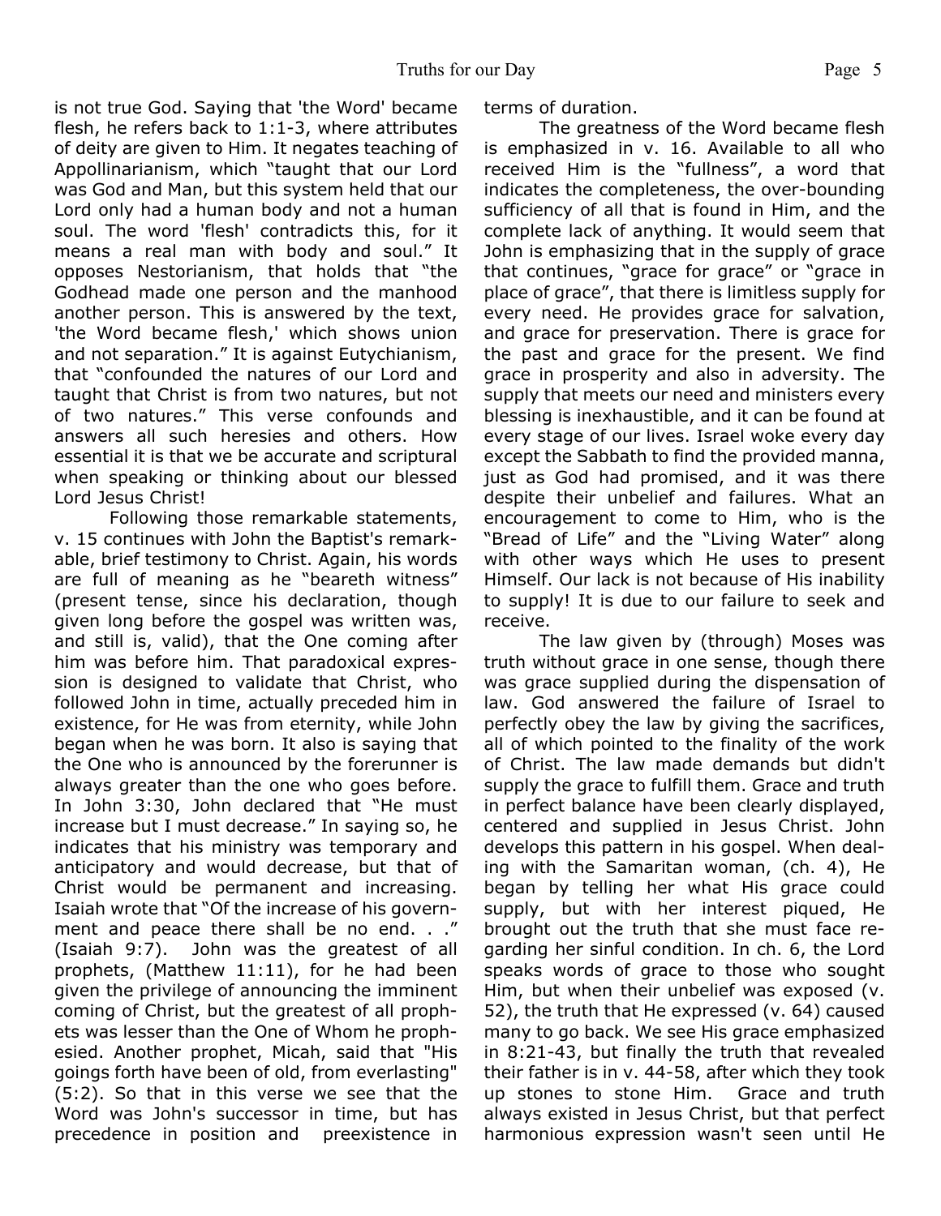is not true God. Saying that 'the Word' became flesh, he refers back to 1:1-3, where attributes of deity are given to Him. It negates teaching of Appollinarianism, which "taught that our Lord was God and Man, but this system held that our Lord only had a human body and not a human soul. The word 'flesh' contradicts this, for it means a real man with body and soul." It opposes Nestorianism, that holds that "the Godhead made one person and the manhood another person. This is answered by the text, 'the Word became flesh,' which shows union and not separation." It is against Eutychianism, that "confounded the natures of our Lord and taught that Christ is from two natures, but not of two natures." This verse confounds and answers all such heresies and others. How essential it is that we be accurate and scriptural when speaking or thinking about our blessed Lord Jesus Christ!

Following those remarkable statements, v. 15 continues with John the Baptist's remarkable, brief testimony to Christ. Again, his words are full of meaning as he "beareth witness" (present tense, since his declaration, though given long before the gospel was written was, and still is, valid), that the One coming after him was before him. That paradoxical expression is designed to validate that Christ, who followed John in time, actually preceded him in existence, for He was from eternity, while John began when he was born. It also is saying that the One who is announced by the forerunner is always greater than the one who goes before. In John 3:30, John declared that "He must increase but I must decrease." In saying so, he indicates that his ministry was temporary and anticipatory and would decrease, but that of Christ would be permanent and increasing. Isaiah wrote that "Of the increase of his government and peace there shall be no end. . ." (Isaiah 9:7). John was the greatest of all prophets, (Matthew 11:11), for he had been given the privilege of announcing the imminent coming of Christ, but the greatest of all prophets was lesser than the One of Whom he prophesied. Another prophet, Micah, said that "His goings forth have been of old, from everlasting" (5:2). So that in this verse we see that the Word was John's successor in time, but has precedence in position and preexistence in terms of duration.

The greatness of the Word became flesh is emphasized in v. 16. Available to all who received Him is the "fullness", a word that indicates the completeness, the over-bounding sufficiency of all that is found in Him, and the complete lack of anything. It would seem that John is emphasizing that in the supply of grace that continues, "grace for grace" or "grace in place of grace", that there is limitless supply for every need. He provides grace for salvation, and grace for preservation. There is grace for the past and grace for the present. We find grace in prosperity and also in adversity. The supply that meets our need and ministers every blessing is inexhaustible, and it can be found at every stage of our lives. Israel woke every day except the Sabbath to find the provided manna, just as God had promised, and it was there despite their unbelief and failures. What an encouragement to come to Him, who is the "Bread of Life" and the "Living Water" along with other ways which He uses to present Himself. Our lack is not because of His inability to supply! It is due to our failure to seek and receive.

The law given by (through) Moses was truth without grace in one sense, though there was grace supplied during the dispensation of law. God answered the failure of Israel to perfectly obey the law by giving the sacrifices, all of which pointed to the finality of the work of Christ. The law made demands but didn't supply the grace to fulfill them. Grace and truth in perfect balance have been clearly displayed, centered and supplied in Jesus Christ. John develops this pattern in his gospel. When dealing with the Samaritan woman, (ch. 4), He began by telling her what His grace could supply, but with her interest piqued, He brought out the truth that she must face regarding her sinful condition. In ch. 6, the Lord speaks words of grace to those who sought Him, but when their unbelief was exposed (v. 52), the truth that He expressed (v. 64) caused many to go back. We see His grace emphasized in 8:21-43, but finally the truth that revealed their father is in v. 44-58, after which they took up stones to stone Him. Grace and truth always existed in Jesus Christ, but that perfect harmonious expression wasn't seen until He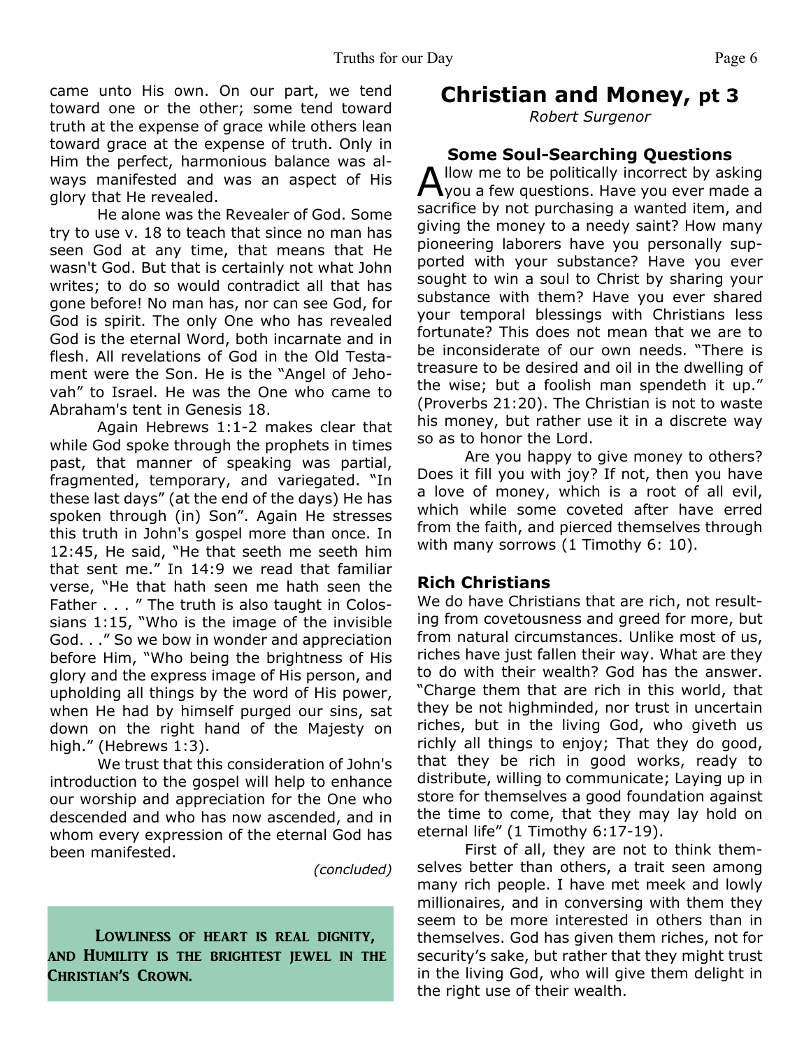came unto His own. On our part, we tend toward one or the other; some tend toward truth at the expense of grace while others lean toward grace at the expense of truth. Only in Him the perfect, harmonious balance was always manifested and was an aspect of His glory that He revealed.

He alone was the Revealer of God. Some try to use v. 18 to teach that since no man has seen God at any time, that means that He wasn't God. But that is certainly not what John writes; to do so would contradict all that has gone before! No man has, nor can see God, for God is spirit. The only One who has revealed God is the eternal Word, both incarnate and in flesh. All revelations of God in the Old Testament were the Son. He is the "Angel of Jehovah" to Israel. He was the One who came to Abraham's tent in Genesis 18.

Again Hebrews 1:1-2 makes clear that while God spoke through the prophets in times past, that manner of speaking was partial, fragmented, temporary, and variegated. "In these last days" (at the end of the days) He has spoken through (in) Son". Again He stresses this truth in John's gospel more than once. In 12:45, He said, "He that seeth me seeth him that sent me." In 14:9 we read that familiar verse, "He that hath seen me hath seen the Father . . . " The truth is also taught in Colossians 1:15, "Who is the image of the invisible God. . ." So we bow in wonder and appreciation before Him, "Who being the brightness of His glory and the express image of His person, and upholding all things by the word of His power, when He had by himself purged our sins, sat down on the right hand of the Majesty on high." (Hebrews 1:3).

We trust that this consideration of John's introduction to the gospel will help to enhance our worship and appreciation for the One who descended and who has now ascended, and in whom every expression of the eternal God has been manifested.

*(concluded)*

**Lowliness of heart is real dignity, and Humility is the brightest jewel in the Christian's Crown.**

# Christian and Money, pt 3

*Robert Surgenor*

### Some Soul-Searching Questions

Allow me to be politically incorrect by asking you a few questions. Have you ever made a sacrifice by not purchasing a wanted item, and giving the money to a needy saint? How many pioneering laborers have you personally supported with your substance? Have you ever sought to win a soul to Christ by sharing your substance with them? Have you ever shared your temporal blessings with Christians less fortunate? This does not mean that we are to be inconsiderate of our own needs. "There is treasure to be desired and oil in the dwelling of the wise; but a foolish man spendeth it up." (Proverbs 21:20). The Christian is not to waste his money, but rather use it in a discrete way so as to honor the Lord.

Are you happy to give money to others? Does it fill you with joy? If not, then you have a love of money, which is a root of all evil, which while some coveted after have erred from the faith, and pierced themselves through with many sorrows (1 Timothy 6: 10).

### Rich Christians

We do have Christians that are rich, not resulting from covetousness and greed for more, but from natural circumstances. Unlike most of us, riches have just fallen their way. What are they to do with their wealth? God has the answer. "Charge them that are rich in this world, that they be not highminded, nor trust in uncertain riches, but in the living God, who giveth us richly all things to enjoy; That they do good, that they be rich in good works, ready to distribute, willing to communicate; Laying up in store for themselves a good foundation against the time to come, that they may lay hold on eternal life" (1 Timothy 6:17-19).

First of all, they are not to think themselves better than others, a trait seen among many rich people. I have met meek and lowly millionaires, and in conversing with them they seem to be more interested in others than in themselves. God has given them riches, not for security's sake, but rather that they might trust in the living God, who will give them delight in the right use of their wealth.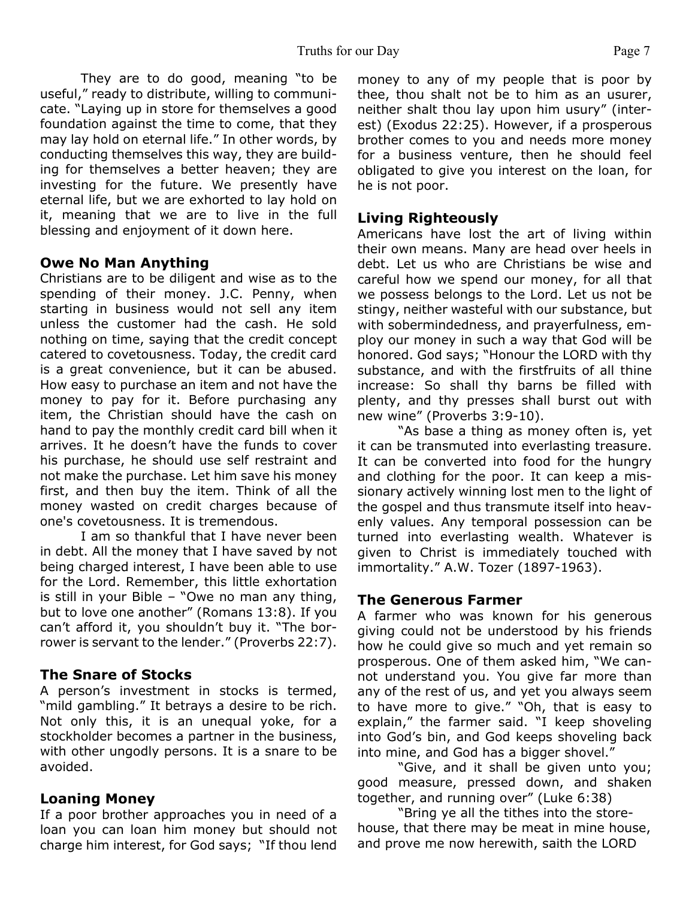They are to do good, meaning "to be useful," ready to distribute, willing to communicate. "Laying up in store for themselves a good foundation against the time to come, that they may lay hold on eternal life." In other words, by conducting themselves this way, they are building for themselves a better heaven; they are investing for the future. We presently have eternal life, but we are exhorted to lay hold on it, meaning that we are to live in the full blessing and enjoyment of it down here.

### Owe No Man Anything

Christians are to be diligent and wise as to the spending of their money. J.C. Penny, when starting in business would not sell any item unless the customer had the cash. He sold nothing on time, saying that the credit concept catered to covetousness. Today, the credit card is a great convenience, but it can be abused. How easy to purchase an item and not have the money to pay for it. Before purchasing any item, the Christian should have the cash on hand to pay the monthly credit card bill when it arrives. It he doesn't have the funds to cover his purchase, he should use self restraint and not make the purchase. Let him save his money first, and then buy the item. Think of all the money wasted on credit charges because of one's covetousness. It is tremendous.

I am so thankful that I have never been in debt. All the money that I have saved by not being charged interest, I have been able to use for the Lord. Remember, this little exhortation is still in your Bible – "Owe no man any thing, but to love one another" (Romans 13:8). If you can't afford it, you shouldn't buy it. "The borrower is servant to the lender." (Proverbs 22:7).

### The Snare of Stocks

A person's investment in stocks is termed, "mild gambling." It betrays a desire to be rich. Not only this, it is an unequal yoke, for a stockholder becomes a partner in the business, with other ungodly persons. It is a snare to be avoided.

### Loaning Money

If a poor brother approaches you in need of a loan you can loan him money but should not charge him interest, for God says; "If thou lend money to any of my people that is poor by thee, thou shalt not be to him as an usurer, neither shalt thou lay upon him usury" (interest) (Exodus 22:25). However, if a prosperous brother comes to you and needs more money for a business venture, then he should feel obligated to give you interest on the loan, for he is not poor.

### Living Righteously

Americans have lost the art of living within their own means. Many are head over heels in debt. Let us who are Christians be wise and careful how we spend our money, for all that we possess belongs to the Lord. Let us not be stingy, neither wasteful with our substance, but with sobermindedness, and prayerfulness, employ our money in such a way that God will be honored. God says; "Honour the LORD with thy substance, and with the firstfruits of all thine increase: So shall thy barns be filled with plenty, and thy presses shall burst out with new wine" (Proverbs 3:9-10).

"As base a thing as money often is, yet it can be transmuted into everlasting treasure. It can be converted into food for the hungry and clothing for the poor. It can keep a missionary actively winning lost men to the light of the gospel and thus transmute itself into heavenly values. Any temporal possession can be turned into everlasting wealth. Whatever is given to Christ is immediately touched with immortality." A.W. Tozer (1897-1963).

### The Generous Farmer

A farmer who was known for his generous giving could not be understood by his friends how he could give so much and yet remain so prosperous. One of them asked him, "We cannot understand you. You give far more than any of the rest of us, and yet you always seem to have more to give." "Oh, that is easy to explain," the farmer said. "I keep shoveling into God's bin, and God keeps shoveling back into mine, and God has a bigger shovel."

"Give, and it shall be given unto you; good measure, pressed down, and shaken together, and running over" (Luke 6:38)

"Bring ye all the tithes into the storehouse, that there may be meat in mine house, and prove me now herewith, saith the LORD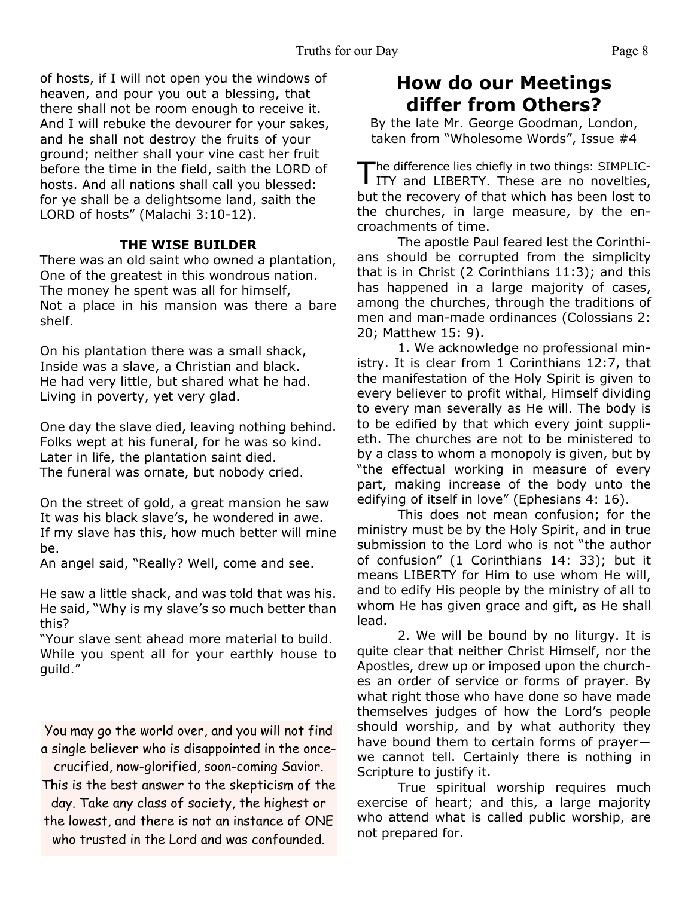of hosts, if I will not open you the windows of heaven, and pour you out a blessing, that there shall not be room enough to receive it. And I will rebuke the devourer for your sakes, and he shall not destroy the fruits of your ground; neither shall your vine cast her fruit before the time in the field, saith the LORD of hosts. And all nations shall call you blessed: for ye shall be a delightsome land, saith the LORD of hosts" (Malachi 3:10-12).

**THE WISE BUILDER**

There was an old saint who owned a plantation,
One of the greatest in this wondrous nation.
The money he spent was all for himself,
Not a place in his mansion was there a bare shelf.

On his plantation there was a small shack,
Inside was a slave, a Christian and black.
He had very little, but shared what he had.
Living in poverty, yet very glad.

One day the slave died, leaving nothing behind.
Folks wept at his funeral, for he was so kind.
Later in life, the plantation saint died.
The funeral was ornate, but nobody cried.

On the street of gold, a great mansion he saw
It was his black slave's, he wondered in awe.
If my slave has this, how much better will mine be.
An angel said, "Really? Well, come and see.

He saw a little shack, and was told that was his.
He said, "Why is my slave's so much better than this?
"Your slave sent ahead more material to build.
While you spent all for your earthly house to guild."

You may go the world over, and you will not find a single believer who is disappointed in the once-crucified, now-glorified, soon-coming Savior. This is the best answer to the skepticism of the day. Take any class of society, the highest or the lowest, and there is not an instance of ONE who trusted in the Lord and was confounded.

## How do our Meetings differ from Others?

By the late Mr. George Goodman, London, taken from "Wholesome Words", Issue #4

The difference lies chiefly in two things: SIMPLICITY and LIBERTY. These are no novelties, but the recovery of that which has been lost to the churches, in large measure, by the encroachments of time.

The apostle Paul feared lest the Corinthians should be corrupted from the simplicity that is in Christ (2 Corinthians 11:3); and this has happened in a large majority of cases, among the churches, through the traditions of men and man-made ordinances (Colossians 2: 20; Matthew 15: 9).

1. We acknowledge no professional ministry. It is clear from 1 Corinthians 12:7, that the manifestation of the Holy Spirit is given to every believer to profit withal, Himself dividing to every man severally as He will. The body is to be edified by that which every joint supplieth. The churches are not to be ministered to by a class to whom a monopoly is given, but by "the effectual working in measure of every part, making increase of the body unto the edifying of itself in love" (Ephesians 4: 16).

This does not mean confusion; for the ministry must be by the Holy Spirit, and in true submission to the Lord who is not "the author of confusion" (1 Corinthians 14: 33); but it means LIBERTY for Him to use whom He will, and to edify His people by the ministry of all to whom He has given grace and gift, as He shall lead.

2. We will be bound by no liturgy. It is quite clear that neither Christ Himself, nor the Apostles, drew up or imposed upon the churches an order of service or forms of prayer. By what right those who have done so have made themselves judges of how the Lord's people should worship, and by what authority they have bound them to certain forms of prayer—we cannot tell. Certainly there is nothing in Scripture to justify it.

True spiritual worship requires much exercise of heart; and this, a large majority who attend what is called public worship, are not prepared for.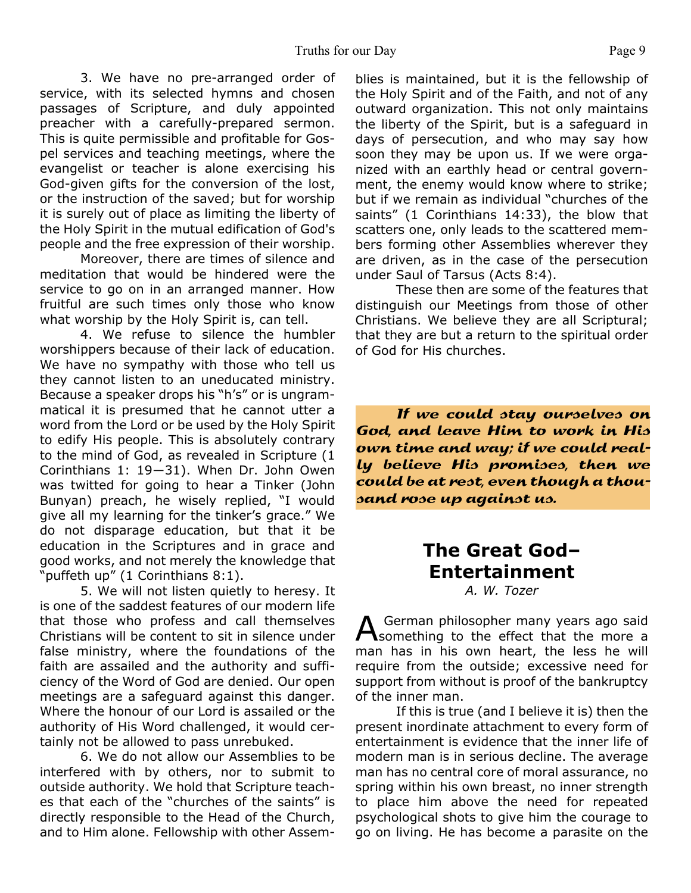3. We have no pre-arranged order of service, with its selected hymns and chosen passages of Scripture, and duly appointed preacher with a carefully-prepared sermon. This is quite permissible and profitable for Gospel services and teaching meetings, where the evangelist or teacher is alone exercising his God-given gifts for the conversion of the lost, or the instruction of the saved; but for worship it is surely out of place as limiting the liberty of the Holy Spirit in the mutual edification of God's people and the free expression of their worship.

Moreover, there are times of silence and meditation that would be hindered were the service to go on in an arranged manner. How fruitful are such times only those who know what worship by the Holy Spirit is, can tell.

4. We refuse to silence the humbler worshippers because of their lack of education. We have no sympathy with those who tell us they cannot listen to an uneducated ministry. Because a speaker drops his "h's" or is ungrammatical it is presumed that he cannot utter a word from the Lord or be used by the Holy Spirit to edify His people. This is absolutely contrary to the mind of God, as revealed in Scripture (1 Corinthians 1: 19—31). When Dr. John Owen was twitted for going to hear a Tinker (John Bunyan) preach, he wisely replied, "I would give all my learning for the tinker's grace." We do not disparage education, but that it be education in the Scriptures and in grace and good works, and not merely the knowledge that "puffeth up" (1 Corinthians 8:1).

5. We will not listen quietly to heresy. It is one of the saddest features of our modern life that those who profess and call themselves Christians will be content to sit in silence under false ministry, where the foundations of the faith are assailed and the authority and sufficiency of the Word of God are denied. Our open meetings are a safeguard against this danger. Where the honour of our Lord is assailed or the authority of His Word challenged, it would certainly not be allowed to pass unrebuked.

6. We do not allow our Assemblies to be interfered with by others, nor to submit to outside authority. We hold that Scripture teaches that each of the "churches of the saints" is directly responsible to the Head of the Church, and to Him alone. Fellowship with other Assemblies is maintained, but it is the fellowship of the Holy Spirit and of the Faith, and not of any outward organization. This not only maintains the liberty of the Spirit, but is a safeguard in days of persecution, and who may say how soon they may be upon us. If we were organized with an earthly head or central government, the enemy would know where to strike; but if we remain as individual "churches of the saints" (1 Corinthians 14:33), the blow that scatters one, only leads to the scattered members forming other Assemblies wherever they are driven, as in the case of the persecution under Saul of Tarsus (Acts 8:4).

These then are some of the features that distinguish our Meetings from those of other Christians. We believe they are all Scriptural; that they are but a return to the spiritual order of God for His churches.

***If we could stay ourselves on God, and leave Him to work in His own time and way; if we could really believe His promises, then we could be at rest, even though a thousand rose up against us.***

## The Great God– Entertainment

*A. W. Tozer*

A German philosopher many years ago said something to the effect that the more a man has in his own heart, the less he will require from the outside; excessive need for support from without is proof of the bankruptcy of the inner man.

If this is true (and I believe it is) then the present inordinate attachment to every form of entertainment is evidence that the inner life of modern man is in serious decline. The average man has no central core of moral assurance, no spring within his own breast, no inner strength to place him above the need for repeated psychological shots to give him the courage to go on living. He has become a parasite on the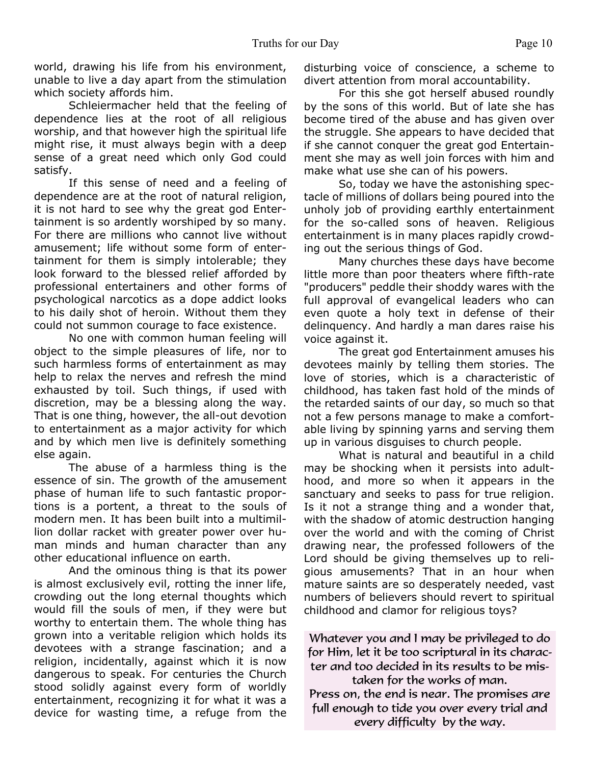world, drawing his life from his environment, unable to live a day apart from the stimulation which society affords him.

Schleiermacher held that the feeling of dependence lies at the root of all religious worship, and that however high the spiritual life might rise, it must always begin with a deep sense of a great need which only God could satisfy.

If this sense of need and a feeling of dependence are at the root of natural religion, it is not hard to see why the great god Entertainment is so ardently worshiped by so many. For there are millions who cannot live without amusement; life without some form of entertainment for them is simply intolerable; they look forward to the blessed relief afforded by professional entertainers and other forms of psychological narcotics as a dope addict looks to his daily shot of heroin. Without them they could not summon courage to face existence.

No one with common human feeling will object to the simple pleasures of life, nor to such harmless forms of entertainment as may help to relax the nerves and refresh the mind exhausted by toil. Such things, if used with discretion, may be a blessing along the way. That is one thing, however, the all-out devotion to entertainment as a major activity for which and by which men live is definitely something else again.

The abuse of a harmless thing is the essence of sin. The growth of the amusement phase of human life to such fantastic proportions is a portent, a threat to the souls of modern men. It has been built into a multimillion dollar racket with greater power over human minds and human character than any other educational influence on earth.

And the ominous thing is that its power is almost exclusively evil, rotting the inner life, crowding out the long eternal thoughts which would fill the souls of men, if they were but worthy to entertain them. The whole thing has grown into a veritable religion which holds its devotees with a strange fascination; and a religion, incidentally, against which it is now dangerous to speak. For centuries the Church stood solidly against every form of worldly entertainment, recognizing it for what it was a device for wasting time, a refuge from the disturbing voice of conscience, a scheme to divert attention from moral accountability.

For this she got herself abused roundly by the sons of this world. But of late she has become tired of the abuse and has given over the struggle. She appears to have decided that if she cannot conquer the great god Entertainment she may as well join forces with him and make what use she can of his powers.

So, today we have the astonishing spectacle of millions of dollars being poured into the unholy job of providing earthly entertainment for the so-called sons of heaven. Religious entertainment is in many places rapidly crowding out the serious things of God.

Many churches these days have become little more than poor theaters where fifth-rate "producers" peddle their shoddy wares with the full approval of evangelical leaders who can even quote a holy text in defense of their delinquency. And hardly a man dares raise his voice against it.

The great god Entertainment amuses his devotees mainly by telling them stories. The love of stories, which is a characteristic of childhood, has taken fast hold of the minds of the retarded saints of our day, so much so that not a few persons manage to make a comfortable living by spinning yarns and serving them up in various disguises to church people.

What is natural and beautiful in a child may be shocking when it persists into adulthood, and more so when it appears in the sanctuary and seeks to pass for true religion. Is it not a strange thing and a wonder that, with the shadow of atomic destruction hanging over the world and with the coming of Christ drawing near, the professed followers of the Lord should be giving themselves up to religious amusements? That in an hour when mature saints are so desperately needed, vast numbers of believers should revert to spiritual childhood and clamor for religious toys?

Whatever you and I may be privileged to do for Him, let it be too scriptural in its character and too decided in its results to be mistaken for the works of man.
Press on, the end is near. The promises are full enough to tide you over every trial and every difficulty by the way.